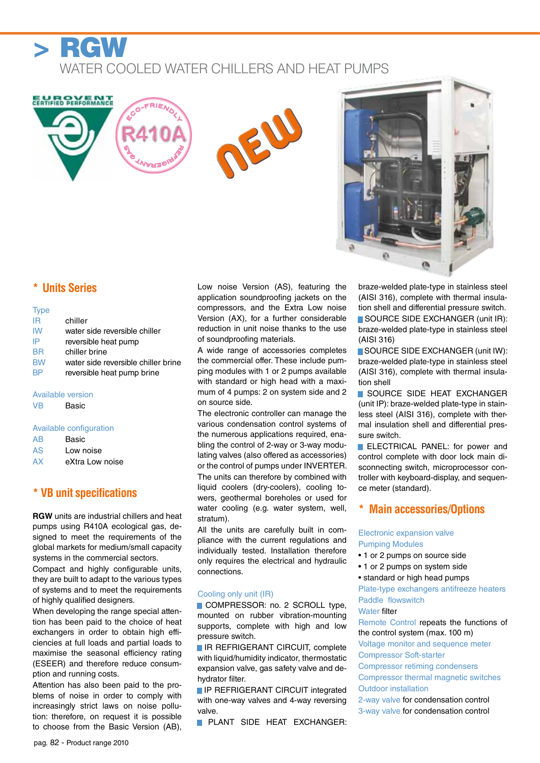# > RGW

WATER COOLED WATER CHILLERS AND HEAT PUMPS

## * Units Series

Type

| | |
|---|---|
| IR | chiller |
| IW | water side reversible chiller |
| IP | reversible heat pump |
| BR | chiller brine |
| BW | water side reversible chiller brine |
| BP | reversible heat pump brine |

Available version

| | |
|---|---|
| VB | Basic |

Available configuration

| | |
|---|---|
| AB | Basic |
| AS | Low noise |
| AX | eXtra Low noise |

## * VB unit specifications

**RGW** units are industrial chillers and heat pumps using R410A ecological gas, designed to meet the requirements of the global markets for medium/small capacity systems in the commercial sectors.

Compact and highly configurable units, they are built to adapt to the various types of systems and to meet the requirements of highly qualified designers.

When developing the range special attention has been paid to the choice of heat exchangers in order to obtain high efficiencies at full loads and partial loads to maximise the seasonal efficiency rating (ESEER) and therefore reduce consumption and running costs.

Attention has also been paid to the problems of noise in order to comply with increasingly strict laws on noise pollution: therefore, on request it is possible to choose from the Basic Version (AB), Low noise Version (AS), featuring the application soundproofing jackets on the compressors, and the Extra Low noise Version (AX), for a further considerable reduction in unit noise thanks to the use of soundproofing materials.

A wide range of accessories completes the commercial offer. These include pumping modules with 1 or 2 pumps available with standard or high head with a maximum of 4 pumps: 2 on system side and 2 on source side.

The electronic controller can manage the various condensation control systems of the numerous applications required, enabling the control of 2-way or 3-way modulating valves (also offered as accessories) or the control of pumps under INVERTER. The units can therefore by combined with liquid coolers (dry-coolers), cooling towers, geothermal boreholes or used for water cooling (e.g. water system, well, stratum).

All the units are carefully built in compliance with the current regulations and individually tested. Installation therefore only requires the electrical and hydraulic connections.

Cooling only unit (IR)

- COMPRESSOR: no. 2 SCROLL type, mounted on rubber vibration-mounting supports, complete with high and low pressure switch.
- IR REFRIGERANT CIRCUIT, complete with liquid/humidity indicator, thermostatic expansion valve, gas safety valve and dehydrator filter.
- IP REFRIGERANT CIRCUIT integrated with one-way valves and 4-way reversing valve.
- PLANT SIDE HEAT EXCHANGER: braze-welded plate-type in stainless steel (AISI 316), complete with thermal insulation shell and differential pressure switch.
- SOURCE SIDE EXCHANGER (unit IR): braze-welded plate-type in stainless steel (AISI 316)
- SOURCE SIDE EXCHANGER (unit IW): braze-welded plate-type in stainless steel (AISI 316), complete with thermal insulation shell
- SOURCE SIDE HEAT EXCHANGER (unit IP): braze-welded plate-type in stainless steel (AISI 316), complete with thermal insulation shell and differential pressure switch.
- ELECTRICAL PANEL: for power and control complete with door lock main disconnecting switch, microprocessor controller with keyboard-display, and sequence meter (standard).

## * Main accessories/Options

Electronic expansion valve

Pumping Modules

- 1 or 2 pumps on source side
- 1 or 2 pumps on system side
- standard or high head pumps

Plate-type exchangers antifreeze heaters

Paddle flowswitch

Water filter

Remote Control repeats the functions of the control system (max. 100 m)

Voltage monitor and sequence meter

Compressor Soft-starter

Compressor retiming condensers

Compressor thermal magnetic switches

Outdoor installation

2-way valve for condensation control

3-way valve for condensation control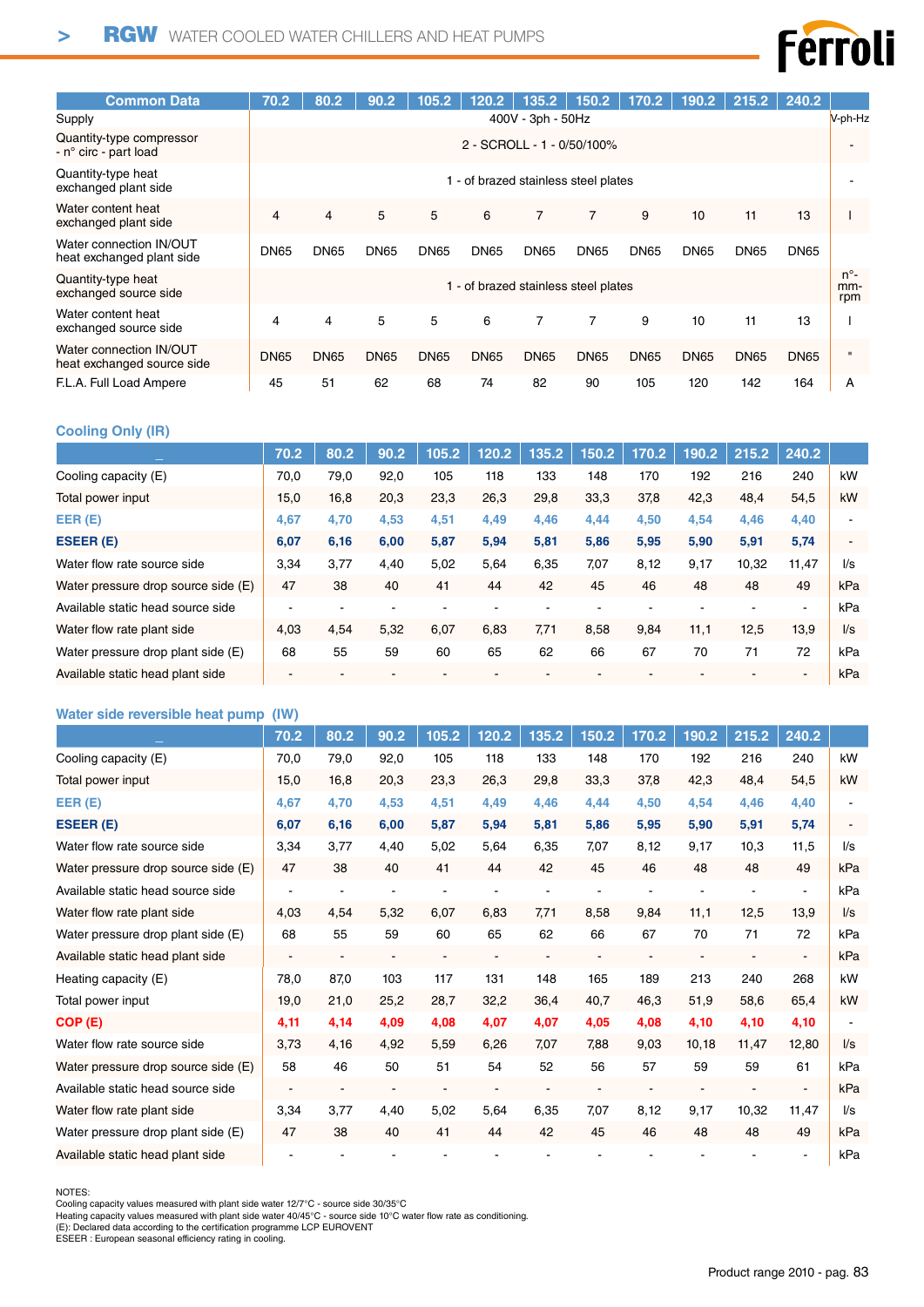| Common Data | 70.2 | 80.2 | 90.2 | 105.2 | 120.2 | 135.2 | 150.2 | 170.2 | 190.2 | 215.2 | 240.2 | |
|---|---|---|---|---|---|---|---|---|---|---|---|---|
| Supply | 400V - 3ph - 50Hz | | | | | | | | | | | V-ph-Hz |
| Quantity-type compressor - n° circ - part load | 2 - SCROLL - 1 - 0/50/100% | | | | | | | | | | | - |
| Quantity-type heat exchanged plant side | 1 - of brazed stainless steel plates | | | | | | | | | | | - |
| Water content heat exchanged plant side | 4 | 4 | 5 | 5 | 6 | 7 | 7 | 9 | 10 | 11 | 13 | l |
| Water connection IN/OUT heat exchanged plant side | DN65 | DN65 | DN65 | DN65 | DN65 | DN65 | DN65 | DN65 | DN65 | DN65 | DN65 | |
| Quantity-type heat exchanged source side | 1 - of brazed stainless steel plates | | | | | | | | | | | n°-mm-rpm |
| Water content heat exchanged source side | 4 | 4 | 5 | 5 | 6 | 7 | 7 | 9 | 10 | 11 | 13 | l |
| Water connection IN/OUT heat exchanged source side | DN65 | DN65 | DN65 | DN65 | DN65 | DN65 | DN65 | DN65 | DN65 | DN65 | DN65 | " |
| F.L.A. Full Load Ampere | 45 | 51 | 62 | 68 | 74 | 82 | 90 | 105 | 120 | 142 | 164 | A |

## Cooling Only (IR)

| _ | 70.2 | 80.2 | 90.2 | 105.2 | 120.2 | 135.2 | 150.2 | 170.2 | 190.2 | 215.2 | 240.2 | |
|---|---|---|---|---|---|---|---|---|---|---|---|---|
| Cooling capacity (E) | 70,0 | 79,0 | 92,0 | 105 | 118 | 133 | 148 | 170 | 192 | 216 | 240 | kW |
| Total power input | 15,0 | 16,8 | 20,3 | 23,3 | 26,3 | 29,8 | 33,3 | 37,8 | 42,3 | 48,4 | 54,5 | kW |
| **EER (E)** | **4,67** | **4,70** | **4,53** | **4,51** | **4,49** | **4,46** | **4,44** | **4,50** | **4,54** | **4,46** | **4,40** | - |
| **ESEER (E)** | **6,07** | **6,16** | **6,00** | **5,87** | **5,94** | **5,81** | **5,86** | **5,95** | **5,90** | **5,91** | **5,74** | - |
| Water flow rate source side | 3,34 | 3,77 | 4,40 | 5,02 | 5,64 | 6,35 | 7,07 | 8,12 | 9,17 | 10,32 | 11,47 | l/s |
| Water pressure drop source side (E) | 47 | 38 | 40 | 41 | 44 | 42 | 45 | 46 | 48 | 48 | 49 | kPa |
| Available static head source side | - | - | - | - | - | - | - | - | - | - | - | kPa |
| Water flow rate plant side | 4,03 | 4,54 | 5,32 | 6,07 | 6,83 | 7,71 | 8,58 | 9,84 | 11,1 | 12,5 | 13,9 | l/s |
| Water pressure drop plant side (E) | 68 | 55 | 59 | 60 | 65 | 62 | 66 | 67 | 70 | 71 | 72 | kPa |
| Available static head plant side | - | - | - | - | - | - | - | - | - | - | - | kPa |

## Water side reversible heat pump (IW)

| _ | 70.2 | 80.2 | 90.2 | 105.2 | 120.2 | 135.2 | 150.2 | 170.2 | 190.2 | 215.2 | 240.2 | |
|---|---|---|---|---|---|---|---|---|---|---|---|---|
| Cooling capacity (E) | 70,0 | 79,0 | 92,0 | 105 | 118 | 133 | 148 | 170 | 192 | 216 | 240 | kW |
| Total power input | 15,0 | 16,8 | 20,3 | 23,3 | 26,3 | 29,8 | 33,3 | 37,8 | 42,3 | 48,4 | 54,5 | kW |
| **EER (E)** | **4,67** | **4,70** | **4,53** | **4,51** | **4,49** | **4,46** | **4,44** | **4,50** | **4,54** | **4,46** | **4,40** | - |
| **ESEER (E)** | **6,07** | **6,16** | **6,00** | **5,87** | **5,94** | **5,81** | **5,86** | **5,95** | **5,90** | **5,91** | **5,74** | - |
| Water flow rate source side | 3,34 | 3,77 | 4,40 | 5,02 | 5,64 | 6,35 | 7,07 | 8,12 | 9,17 | 10,3 | 11,5 | l/s |
| Water pressure drop source side (E) | 47 | 38 | 40 | 41 | 44 | 42 | 45 | 46 | 48 | 48 | 49 | kPa |
| Available static head source side | - | - | - | - | - | - | - | - | - | - | - | kPa |
| Water flow rate plant side | 4,03 | 4,54 | 5,32 | 6,07 | 6,83 | 7,71 | 8,58 | 9,84 | 11,1 | 12,5 | 13,9 | l/s |
| Water pressure drop plant side (E) | 68 | 55 | 59 | 60 | 65 | 62 | 66 | 67 | 70 | 71 | 72 | kPa |
| Available static head plant side | - | - | - | - | - | - | - | - | - | - | - | kPa |
| Heating capacity (E) | 78,0 | 87,0 | 103 | 117 | 131 | 148 | 165 | 189 | 213 | 240 | 268 | kW |
| Total power input | 19,0 | 21,0 | 25,2 | 28,7 | 32,2 | 36,4 | 40,7 | 46,3 | 51,9 | 58,6 | 65,4 | kW |
| **COP (E)** | **4,11** | **4,14** | **4,09** | **4,08** | **4,07** | **4,07** | **4,05** | **4,08** | **4,10** | **4,10** | **4,10** | - |
| Water flow rate source side | 3,73 | 4,16 | 4,92 | 5,59 | 6,26 | 7,07 | 7,88 | 9,03 | 10,18 | 11,47 | 12,80 | l/s |
| Water pressure drop source side (E) | 58 | 46 | 50 | 51 | 54 | 52 | 56 | 57 | 59 | 59 | 61 | kPa |
| Available static head source side | - | - | - | - | - | - | - | - | - | - | - | kPa |
| Water flow rate plant side | 3,34 | 3,77 | 4,40 | 5,02 | 5,64 | 6,35 | 7,07 | 8,12 | 9,17 | 10,32 | 11,47 | l/s |
| Water pressure drop plant side (E) | 47 | 38 | 40 | 41 | 44 | 42 | 45 | 46 | 48 | 48 | 49 | kPa |
| Available static head plant side | - | - | - | - | - | - | - | - | - | - | - | kPa |

NOTES:
Cooling capacity values measured with plant side water 12/7°C - source side 30/35°C
Heating capacity values measured with plant side water 40/45°C - source side 10°C water flow rate as conditioning.
(E): Declared data according to the certification programme LCP EUROVENT
ESEER : European seasonal efficiency rating in cooling.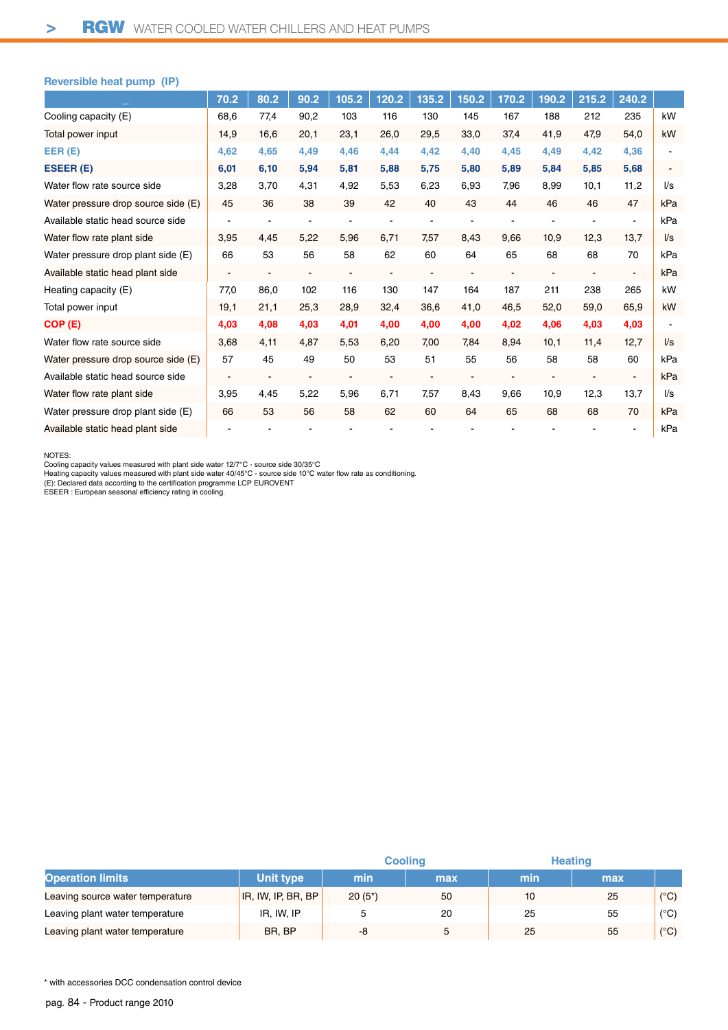## Reversible heat pump (IP)

| _ | 70.2 | 80.2 | 90.2 | 105.2 | 120.2 | 135.2 | 150.2 | 170.2 | 190.2 | 215.2 | 240.2 | |
|---|---|---|---|---|---|---|---|---|---|---|---|---|
| Cooling capacity (E) | 68,6 | 77,4 | 90,2 | 103 | 116 | 130 | 145 | 167 | 188 | 212 | 235 | kW |
| Total power input | 14,9 | 16,6 | 20,1 | 23,1 | 26,0 | 29,5 | 33,0 | 37,4 | 41,9 | 47,9 | 54,0 | kW |
| **EER (E)** | **4,62** | **4,65** | **4,49** | **4,46** | **4,44** | **4,42** | **4,40** | **4,45** | **4,49** | **4,42** | **4,36** | - |
| **ESEER (E)** | **6,01** | **6,10** | **5,94** | **5,81** | **5,88** | **5,75** | **5,80** | **5,89** | **5,84** | **5,85** | **5,68** | - |
| Water flow rate source side | 3,28 | 3,70 | 4,31 | 4,92 | 5,53 | 6,23 | 6,93 | 7,96 | 8,99 | 10,1 | 11,2 | l/s |
| Water pressure drop source side (E) | 45 | 36 | 38 | 39 | 42 | 40 | 43 | 44 | 46 | 46 | 47 | kPa |
| Available static head source side | - | - | - | - | - | - | - | - | - | - | - | kPa |
| Water flow rate plant side | 3,95 | 4,45 | 5,22 | 5,96 | 6,71 | 7,57 | 8,43 | 9,66 | 10,9 | 12,3 | 13,7 | l/s |
| Water pressure drop plant side (E) | 66 | 53 | 56 | 58 | 62 | 60 | 64 | 65 | 68 | 68 | 70 | kPa |
| Available static head plant side | - | - | - | - | - | - | - | - | - | - | - | kPa |
| Heating capacity (E) | 77,0 | 86,0 | 102 | 116 | 130 | 147 | 164 | 187 | 211 | 238 | 265 | kW |
| Total power input | 19,1 | 21,1 | 25,3 | 28,9 | 32,4 | 36,6 | 41,0 | 46,5 | 52,0 | 59,0 | 65,9 | kW |
| **COP (E)** | **4,03** | **4,08** | **4,03** | **4,01** | **4,00** | **4,00** | **4,00** | **4,02** | **4,06** | **4,03** | **4,03** | - |
| Water flow rate source side | 3,68 | 4,11 | 4,87 | 5,53 | 6,20 | 7,00 | 7,84 | 8,94 | 10,1 | 11,4 | 12,7 | l/s |
| Water pressure drop source side (E) | 57 | 45 | 49 | 50 | 53 | 51 | 55 | 56 | 58 | 58 | 60 | kPa |
| Available static head source side | - | - | - | - | - | - | - | - | - | - | - | kPa |
| Water flow rate plant side | 3,95 | 4,45 | 5,22 | 5,96 | 6,71 | 7,57 | 8,43 | 9,66 | 10,9 | 12,3 | 13,7 | l/s |
| Water pressure drop plant side (E) | 66 | 53 | 56 | 58 | 62 | 60 | 64 | 65 | 68 | 68 | 70 | kPa |
| Available static head plant side | - | - | - | - | - | - | - | - | - | - | - | kPa |

NOTES:
Cooling capacity values measured with plant side water 12/7°C - source side 30/35°C
Heating capacity values measured with plant side water 40/45°C - source side 10°C water flow rate as conditioning.
(E): Declared data according to the certification programme LCP EUROVENT
ESEER : European seasonal efficiency rating in cooling.

| | | Cooling | | Heating | | |
|---|---|---|---|---|---|---|
| **Operation limits** | **Unit type** | **min** | **max** | **min** | **max** | |
| Leaving source water temperature | IR, IW, IP, BR, BP | 20 (5*) | 50 | 10 | 25 | (°C) |
| Leaving plant water temperature | IR, IW, IP | 5 | 20 | 25 | 55 | (°C) |
| Leaving plant water temperature | BR, BP | -8 | 5 | 25 | 55 | (°C) |

* with accessories DCC condensation control device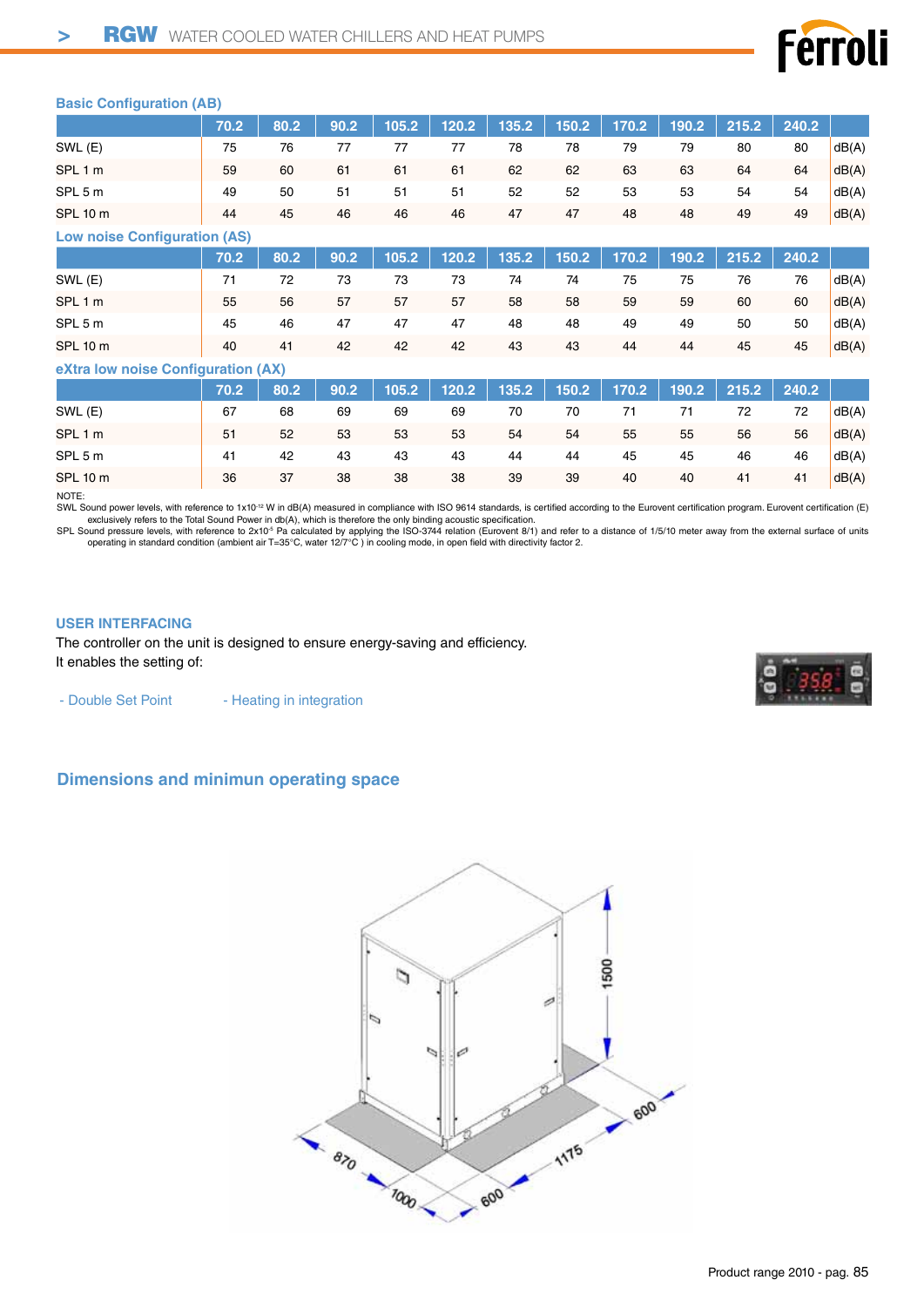### Basic Configuration (AB)

| | 70.2 | 80.2 | 90.2 | 105.2 | 120.2 | 135.2 | 150.2 | 170.2 | 190.2 | 215.2 | 240.2 | |
|---|---|---|---|---|---|---|---|---|---|---|---|---|
| SWL (E) | 75 | 76 | 77 | 77 | 77 | 78 | 78 | 79 | 79 | 80 | 80 | dB(A) |
| SPL 1 m | 59 | 60 | 61 | 61 | 61 | 62 | 62 | 63 | 63 | 64 | 64 | dB(A) |
| SPL 5 m | 49 | 50 | 51 | 51 | 51 | 52 | 52 | 53 | 53 | 54 | 54 | dB(A) |
| SPL 10 m | 44 | 45 | 46 | 46 | 46 | 47 | 47 | 48 | 48 | 49 | 49 | dB(A) |

### Low noise Configuration (AS)

| | 70.2 | 80.2 | 90.2 | 105.2 | 120.2 | 135.2 | 150.2 | 170.2 | 190.2 | 215.2 | 240.2 | |
|---|---|---|---|---|---|---|---|---|---|---|---|---|
| SWL (E) | 71 | 72 | 73 | 73 | 73 | 74 | 74 | 75 | 75 | 76 | 76 | dB(A) |
| SPL 1 m | 55 | 56 | 57 | 57 | 57 | 58 | 58 | 59 | 59 | 60 | 60 | dB(A) |
| SPL 5 m | 45 | 46 | 47 | 47 | 47 | 48 | 48 | 49 | 49 | 50 | 50 | dB(A) |
| SPL 10 m | 40 | 41 | 42 | 42 | 42 | 43 | 43 | 44 | 44 | 45 | 45 | dB(A) |

### eXtra low noise Configuration (AX)

| | 70.2 | 80.2 | 90.2 | 105.2 | 120.2 | 135.2 | 150.2 | 170.2 | 190.2 | 215.2 | 240.2 | |
|---|---|---|---|---|---|---|---|---|---|---|---|---|
| SWL (E) | 67 | 68 | 69 | 69 | 69 | 70 | 70 | 71 | 71 | 72 | 72 | dB(A) |
| SPL 1 m | 51 | 52 | 53 | 53 | 53 | 54 | 54 | 55 | 55 | 56 | 56 | dB(A) |
| SPL 5 m | 41 | 42 | 43 | 43 | 43 | 44 | 44 | 45 | 45 | 46 | 46 | dB(A) |
| SPL 10 m | 36 | 37 | 38 | 38 | 38 | 39 | 39 | 40 | 40 | 41 | 41 | dB(A) |

NOTE:
SWL Sound power levels, with reference to $1x10^{-12}$ W in dB(A) measured in compliance with ISO 9614 standards, is certified according to the Eurovent certification program. Eurovent certification (E) exclusively refers to the Total Sound Power in db(A), which is therefore the only binding acoustic specification.
SPL Sound pressure levels, with reference to $2x10^{-5}$ Pa calculated by applying the ISO-3744 relation (Eurovent 8/1) and refer to a distance of 1/5/10 meter away from the external surface of units operating in standard condition (ambient air T=35°C, water 12/7°C ) in cooling mode, in open field with directivity factor 2.

### USER INTERFACING

The controller on the unit is designed to ensure energy-saving and efficiency.
It enables the setting of:

- Double Set Point
- Heating in integration

### Dimensions and minimun operating space

1500
600
1175
600
1000
870